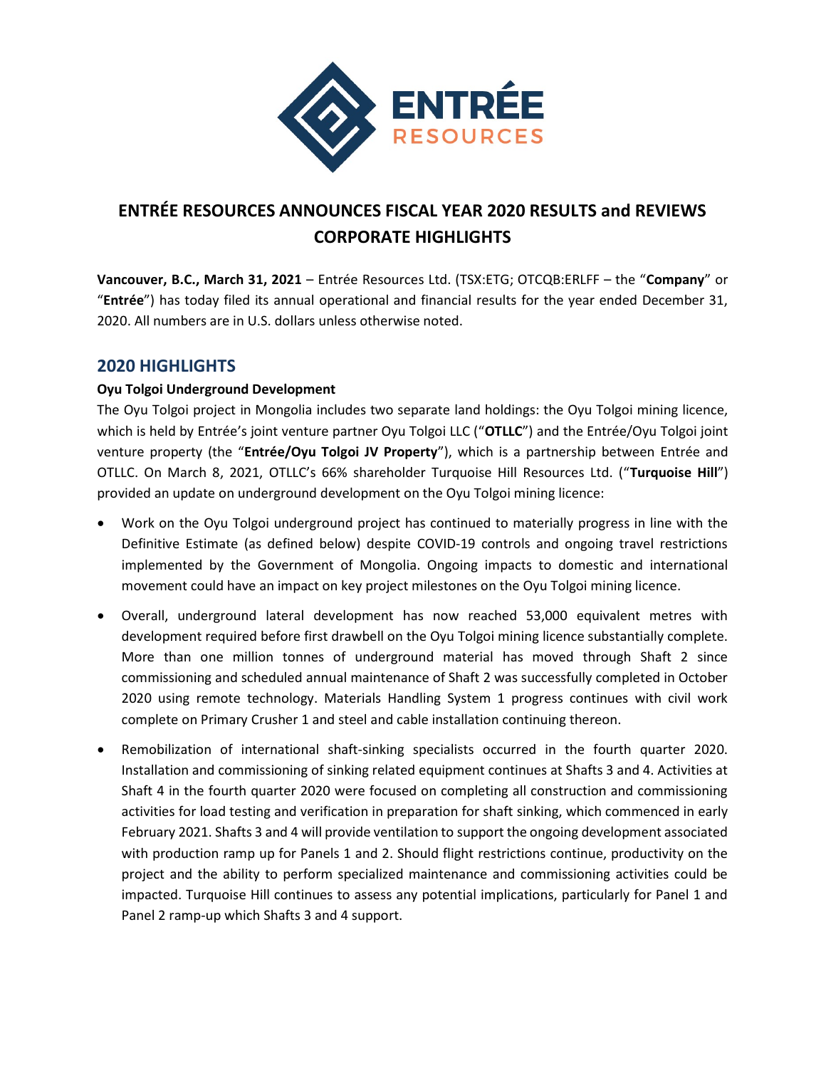ENTRÉE RESOURCES

# ENTRÉE RESOURCES ANNOUNCES FISCAL YEAR 2020 RESULTS and REVIEWS CORPORATE HIGHLIGHTS

**Vancouver, B.C., March 31, 2021** – Entrée Resources Ltd. (TSX:ETG; OTCQB:ERLFF – the "**Company**" or "**Entrée**") has today filed its annual operational and financial results for the year ended December 31, 2020. All numbers are in U.S. dollars unless otherwise noted.

## 2020 HIGHLIGHTS

**Oyu Tolgoi Underground Development**

The Oyu Tolgoi project in Mongolia includes two separate land holdings: the Oyu Tolgoi mining licence, which is held by Entrée's joint venture partner Oyu Tolgoi LLC ("**OTLLC**") and the Entrée/Oyu Tolgoi joint venture property (the "**Entrée/Oyu Tolgoi JV Property**"), which is a partnership between Entrée and OTLLC. On March 8, 2021, OTLLC's 66% shareholder Turquoise Hill Resources Ltd. ("**Turquoise Hill**") provided an update on underground development on the Oyu Tolgoi mining licence:

- Work on the Oyu Tolgoi underground project has continued to materially progress in line with the Definitive Estimate (as defined below) despite COVID-19 controls and ongoing travel restrictions implemented by the Government of Mongolia. Ongoing impacts to domestic and international movement could have an impact on key project milestones on the Oyu Tolgoi mining licence.
- Overall, underground lateral development has now reached 53,000 equivalent metres with development required before first drawbell on the Oyu Tolgoi mining licence substantially complete. More than one million tonnes of underground material has moved through Shaft 2 since commissioning and scheduled annual maintenance of Shaft 2 was successfully completed in October 2020 using remote technology. Materials Handling System 1 progress continues with civil work complete on Primary Crusher 1 and steel and cable installation continuing thereon.
- Remobilization of international shaft-sinking specialists occurred in the fourth quarter 2020. Installation and commissioning of sinking related equipment continues at Shafts 3 and 4. Activities at Shaft 4 in the fourth quarter 2020 were focused on completing all construction and commissioning activities for load testing and verification in preparation for shaft sinking, which commenced in early February 2021. Shafts 3 and 4 will provide ventilation to support the ongoing development associated with production ramp up for Panels 1 and 2. Should flight restrictions continue, productivity on the project and the ability to perform specialized maintenance and commissioning activities could be impacted. Turquoise Hill continues to assess any potential implications, particularly for Panel 1 and Panel 2 ramp-up which Shafts 3 and 4 support.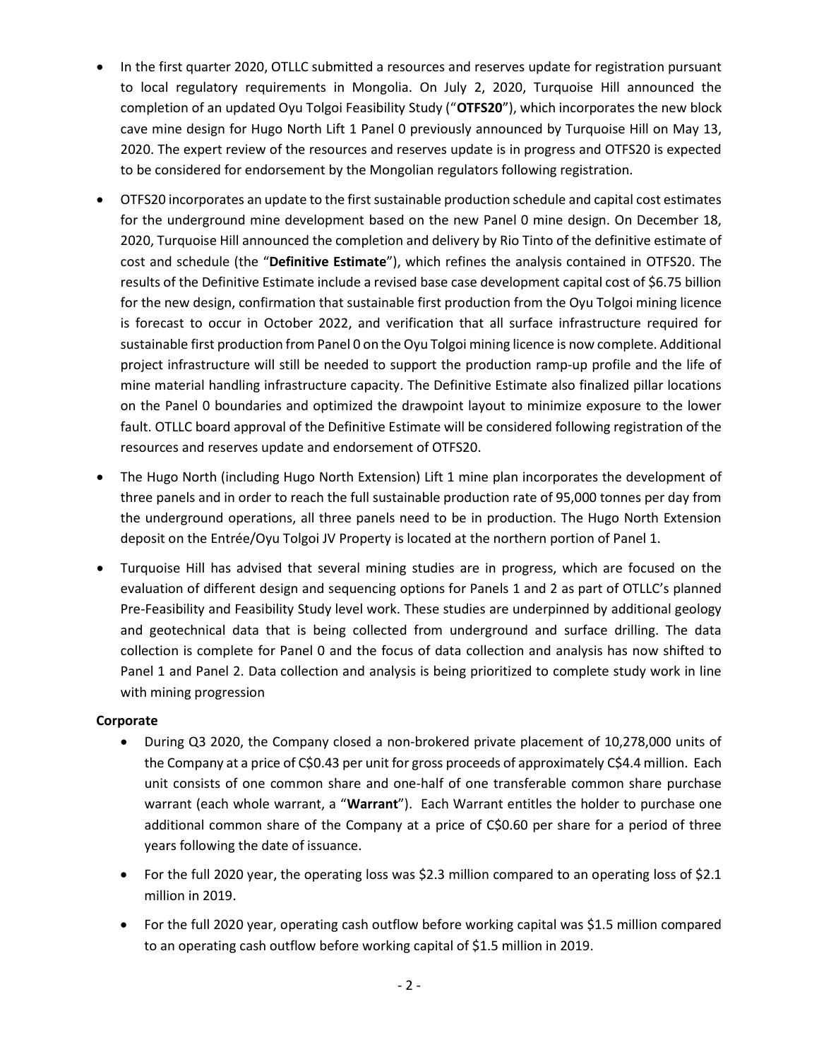- In the first quarter 2020, OTLLC submitted a resources and reserves update for registration pursuant to local regulatory requirements in Mongolia. On July 2, 2020, Turquoise Hill announced the completion of an updated Oyu Tolgoi Feasibility Study ("**OTFS20**"), which incorporates the new block cave mine design for Hugo North Lift 1 Panel 0 previously announced by Turquoise Hill on May 13, 2020. The expert review of the resources and reserves update is in progress and OTFS20 is expected to be considered for endorsement by the Mongolian regulators following registration.
- OTFS20 incorporates an update to the first sustainable production schedule and capital cost estimates for the underground mine development based on the new Panel 0 mine design. On December 18, 2020, Turquoise Hill announced the completion and delivery by Rio Tinto of the definitive estimate of cost and schedule (the "**Definitive Estimate**"), which refines the analysis contained in OTFS20. The results of the Definitive Estimate include a revised base case development capital cost of $6.75 billion for the new design, confirmation that sustainable first production from the Oyu Tolgoi mining licence is forecast to occur in October 2022, and verification that all surface infrastructure required for sustainable first production from Panel 0 on the Oyu Tolgoi mining licence is now complete. Additional project infrastructure will still be needed to support the production ramp-up profile and the life of mine material handling infrastructure capacity. The Definitive Estimate also finalized pillar locations on the Panel 0 boundaries and optimized the drawpoint layout to minimize exposure to the lower fault. OTLLC board approval of the Definitive Estimate will be considered following registration of the resources and reserves update and endorsement of OTFS20.
- The Hugo North (including Hugo North Extension) Lift 1 mine plan incorporates the development of three panels and in order to reach the full sustainable production rate of 95,000 tonnes per day from the underground operations, all three panels need to be in production. The Hugo North Extension deposit on the Entrée/Oyu Tolgoi JV Property is located at the northern portion of Panel 1.
- Turquoise Hill has advised that several mining studies are in progress, which are focused on the evaluation of different design and sequencing options for Panels 1 and 2 as part of OTLLC's planned Pre-Feasibility and Feasibility Study level work. These studies are underpinned by additional geology and geotechnical data that is being collected from underground and surface drilling. The data collection is complete for Panel 0 and the focus of data collection and analysis has now shifted to Panel 1 and Panel 2. Data collection and analysis is being prioritized to complete study work in line with mining progression

**Corporate**

- During Q3 2020, the Company closed a non-brokered private placement of 10,278,000 units of the Company at a price of C$0.43 per unit for gross proceeds of approximately C$4.4 million. Each unit consists of one common share and one-half of one transferable common share purchase warrant (each whole warrant, a "**Warrant**"). Each Warrant entitles the holder to purchase one additional common share of the Company at a price of C$0.60 per share for a period of three years following the date of issuance.
- For the full 2020 year, the operating loss was $2.3 million compared to an operating loss of $2.1 million in 2019.
- For the full 2020 year, operating cash outflow before working capital was $1.5 million compared to an operating cash outflow before working capital of $1.5 million in 2019.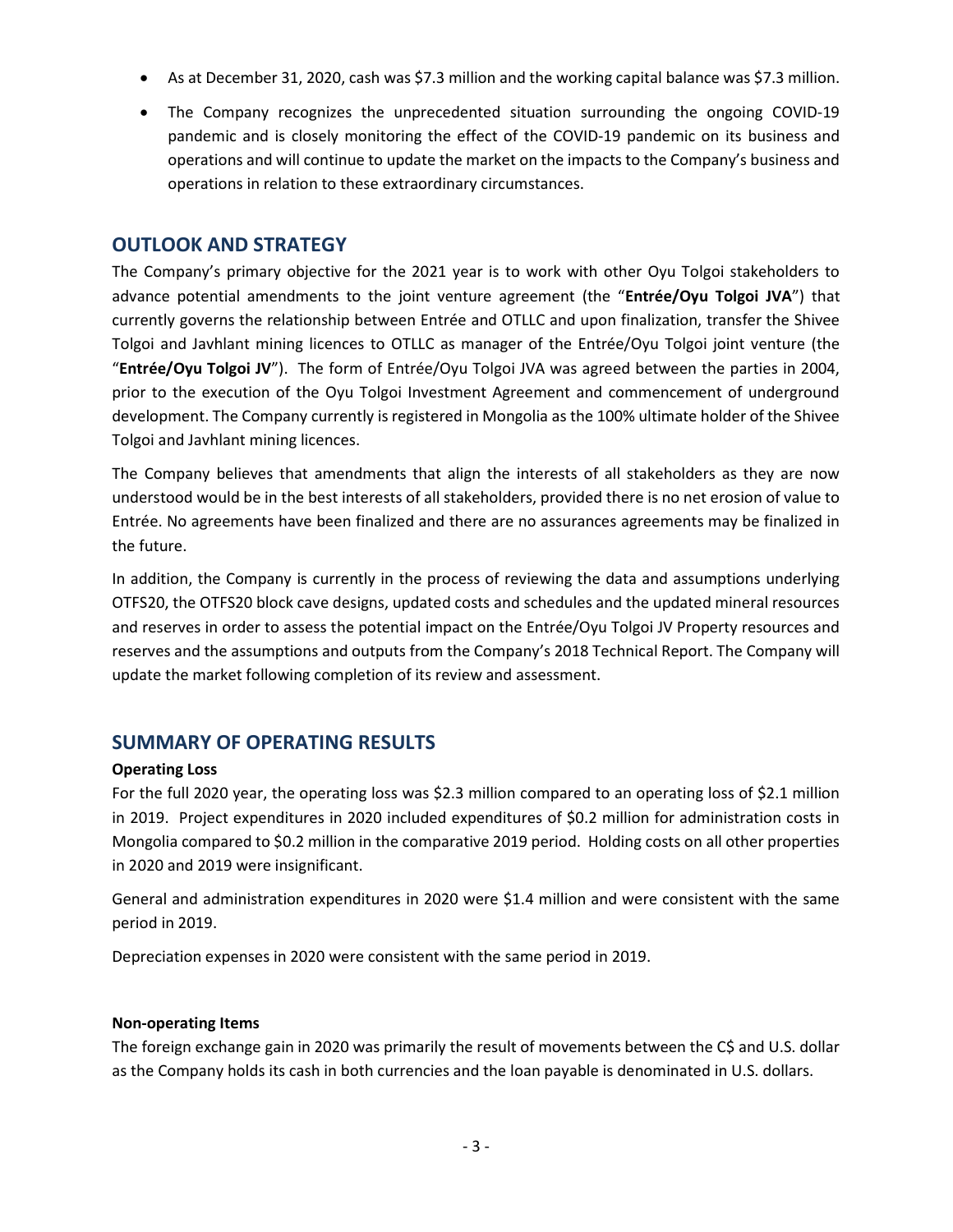- As at December 31, 2020, cash was $7.3 million and the working capital balance was $7.3 million.
- The Company recognizes the unprecedented situation surrounding the ongoing COVID-19 pandemic and is closely monitoring the effect of the COVID-19 pandemic on its business and operations and will continue to update the market on the impacts to the Company's business and operations in relation to these extraordinary circumstances.

## OUTLOOK AND STRATEGY

The Company's primary objective for the 2021 year is to work with other Oyu Tolgoi stakeholders to advance potential amendments to the joint venture agreement (the "**Entrée/Oyu Tolgoi JVA**") that currently governs the relationship between Entrée and OTLLC and upon finalization, transfer the Shivee Tolgoi and Javhlant mining licences to OTLLC as manager of the Entrée/Oyu Tolgoi joint venture (the "**Entrée/Oyu Tolgoi JV**"). The form of Entrée/Oyu Tolgoi JVA was agreed between the parties in 2004, prior to the execution of the Oyu Tolgoi Investment Agreement and commencement of underground development. The Company currently is registered in Mongolia as the 100% ultimate holder of the Shivee Tolgoi and Javhlant mining licences.

The Company believes that amendments that align the interests of all stakeholders as they are now understood would be in the best interests of all stakeholders, provided there is no net erosion of value to Entrée. No agreements have been finalized and there are no assurances agreements may be finalized in the future.

In addition, the Company is currently in the process of reviewing the data and assumptions underlying OTFS20, the OTFS20 block cave designs, updated costs and schedules and the updated mineral resources and reserves in order to assess the potential impact on the Entrée/Oyu Tolgoi JV Property resources and reserves and the assumptions and outputs from the Company's 2018 Technical Report. The Company will update the market following completion of its review and assessment.

## SUMMARY OF OPERATING RESULTS

**Operating Loss**

For the full 2020 year, the operating loss was $2.3 million compared to an operating loss of $2.1 million in 2019. Project expenditures in 2020 included expenditures of $0.2 million for administration costs in Mongolia compared to $0.2 million in the comparative 2019 period. Holding costs on all other properties in 2020 and 2019 were insignificant.

General and administration expenditures in 2020 were $1.4 million and were consistent with the same period in 2019.

Depreciation expenses in 2020 were consistent with the same period in 2019.

**Non-operating Items**

The foreign exchange gain in 2020 was primarily the result of movements between the C$ and U.S. dollar as the Company holds its cash in both currencies and the loan payable is denominated in U.S. dollars.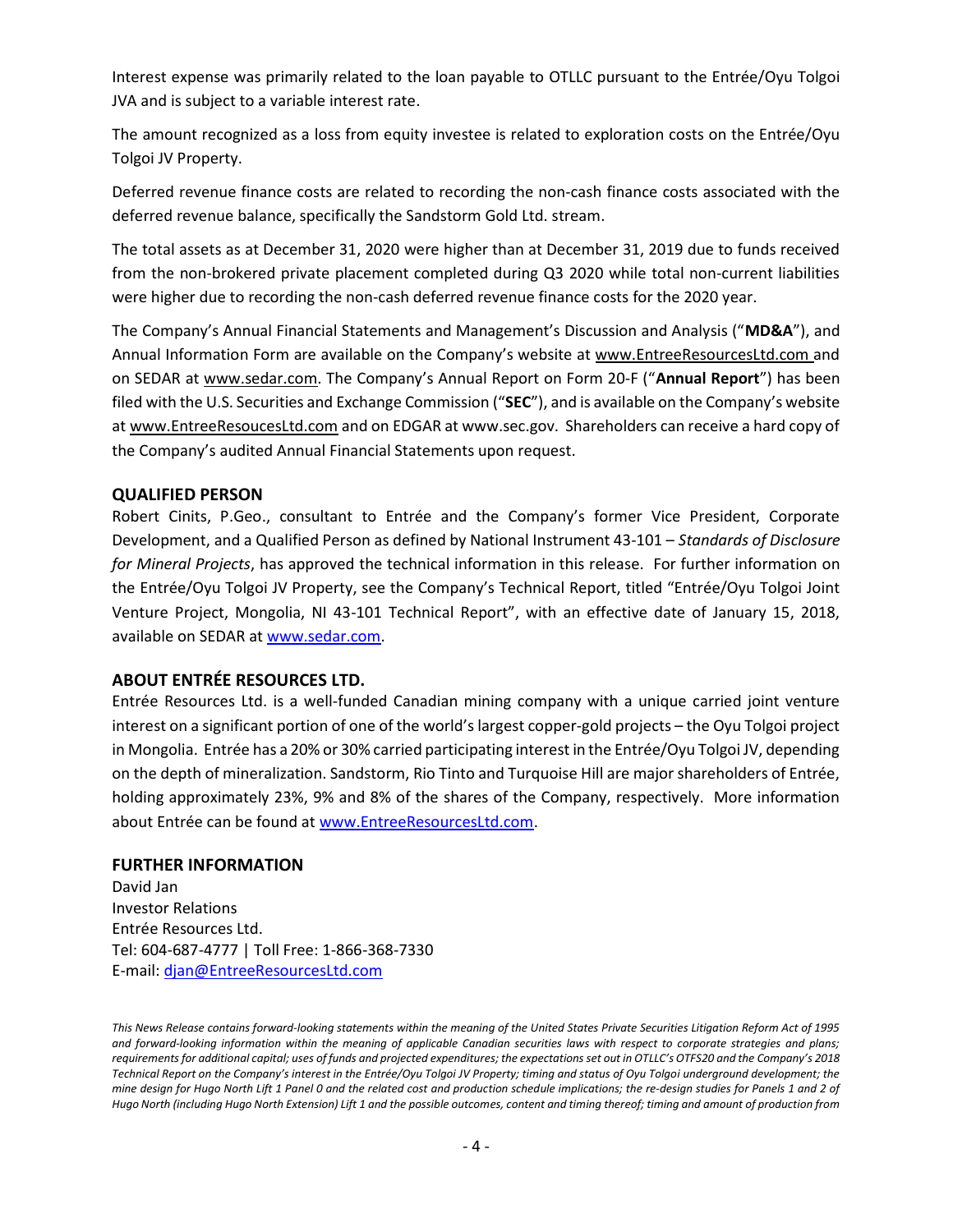Interest expense was primarily related to the loan payable to OTLLC pursuant to the Entrée/Oyu Tolgoi JVA and is subject to a variable interest rate.

The amount recognized as a loss from equity investee is related to exploration costs on the Entrée/Oyu Tolgoi JV Property.

Deferred revenue finance costs are related to recording the non-cash finance costs associated with the deferred revenue balance, specifically the Sandstorm Gold Ltd. stream.

The total assets as at December 31, 2020 were higher than at December 31, 2019 due to funds received from the non-brokered private placement completed during Q3 2020 while total non-current liabilities were higher due to recording the non-cash deferred revenue finance costs for the 2020 year.

The Company's Annual Financial Statements and Management's Discussion and Analysis ("**MD&A**"), and Annual Information Form are available on the Company's website at www.EntreeResourcesLtd.com and on SEDAR at www.sedar.com. The Company's Annual Report on Form 20-F ("**Annual Report**") has been filed with the U.S. Securities and Exchange Commission ("**SEC**"), and is available on the Company's website at www.EntreeResoucesLtd.com and on EDGAR at www.sec.gov. Shareholders can receive a hard copy of the Company's audited Annual Financial Statements upon request.

## QUALIFIED PERSON

Robert Cinits, P.Geo., consultant to Entrée and the Company's former Vice President, Corporate Development, and a Qualified Person as defined by National Instrument 43-101 – *Standards of Disclosure for Mineral Projects*, has approved the technical information in this release. For further information on the Entrée/Oyu Tolgoi JV Property, see the Company's Technical Report, titled "Entrée/Oyu Tolgoi Joint Venture Project, Mongolia, NI 43-101 Technical Report", with an effective date of January 15, 2018, available on SEDAR at www.sedar.com.

## ABOUT ENTRÉE RESOURCES LTD.

Entrée Resources Ltd. is a well-funded Canadian mining company with a unique carried joint venture interest on a significant portion of one of the world's largest copper-gold projects – the Oyu Tolgoi project in Mongolia. Entrée has a 20% or 30% carried participating interest in the Entrée/Oyu Tolgoi JV, depending on the depth of mineralization. Sandstorm, Rio Tinto and Turquoise Hill are major shareholders of Entrée, holding approximately 23%, 9% and 8% of the shares of the Company, respectively. More information about Entrée can be found at www.EntreeResourcesLtd.com.

## FURTHER INFORMATION

David Jan
Investor Relations
Entrée Resources Ltd.
Tel: 604-687-4777 | Toll Free: 1-866-368-7330
E-mail: djan@EntreeResourcesLtd.com

*This News Release contains forward-looking statements within the meaning of the United States Private Securities Litigation Reform Act of 1995 and forward-looking information within the meaning of applicable Canadian securities laws with respect to corporate strategies and plans; requirements for additional capital; uses of funds and projected expenditures; the expectations set out in OTLLC's OTFS20 and the Company's 2018 Technical Report on the Company's interest in the Entrée/Oyu Tolgoi JV Property; timing and status of Oyu Tolgoi underground development; the mine design for Hugo North Lift 1 Panel 0 and the related cost and production schedule implications; the re-design studies for Panels 1 and 2 of Hugo North (including Hugo North Extension) Lift 1 and the possible outcomes, content and timing thereof; timing and amount of production from*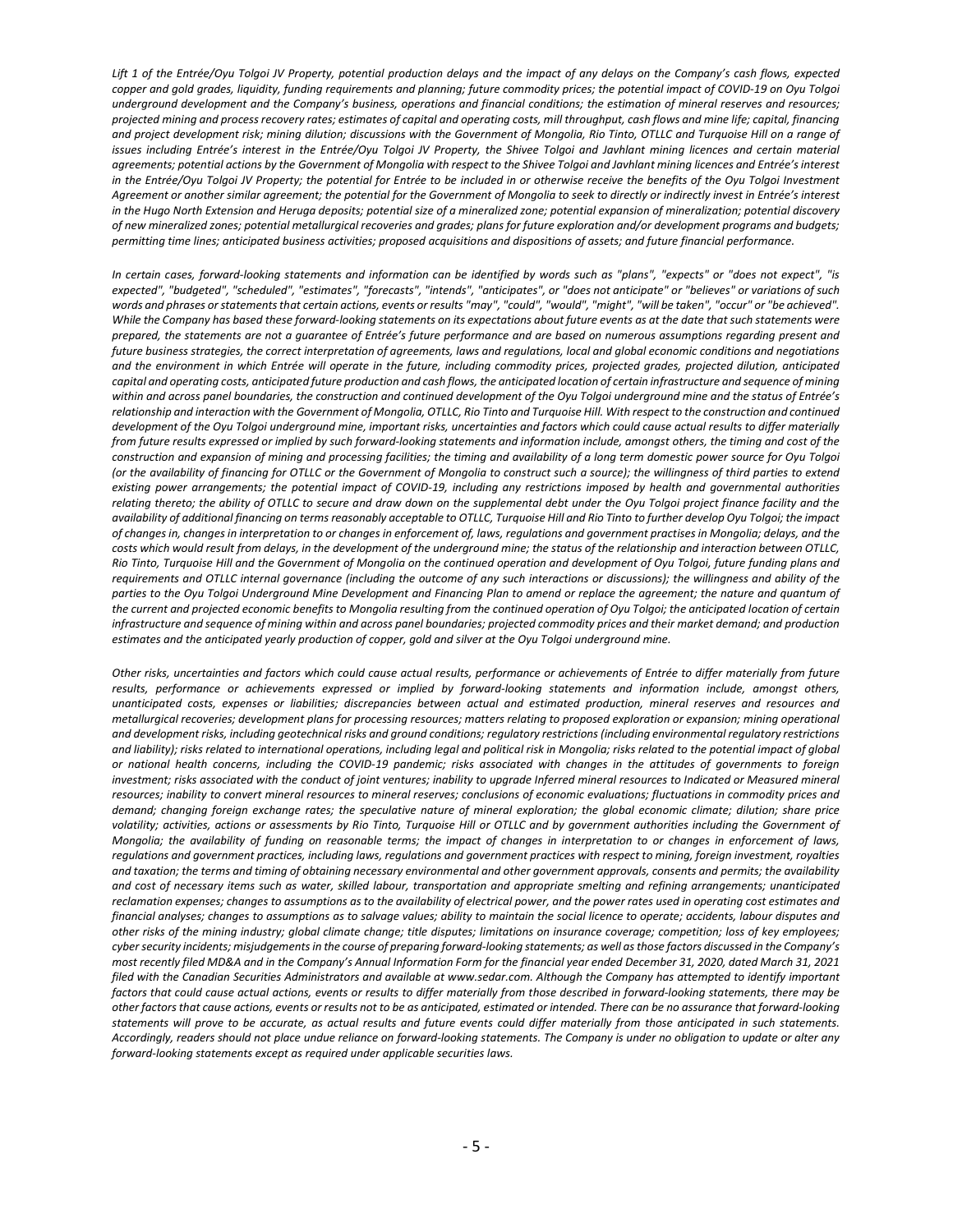*Lift 1 of the Entrée/Oyu Tolgoi JV Property, potential production delays and the impact of any delays on the Company's cash flows, expected copper and gold grades, liquidity, funding requirements and planning; future commodity prices; the potential impact of COVID-19 on Oyu Tolgoi underground development and the Company's business, operations and financial conditions; the estimation of mineral reserves and resources; projected mining and process recovery rates; estimates of capital and operating costs, mill throughput, cash flows and mine life; capital, financing and project development risk; mining dilution; discussions with the Government of Mongolia, Rio Tinto, OTLLC and Turquoise Hill on a range of issues including Entrée's interest in the Entrée/Oyu Tolgoi JV Property, the Shivee Tolgoi and Javhlant mining licences and certain material agreements; potential actions by the Government of Mongolia with respect to the Shivee Tolgoi and Javhlant mining licences and Entrée's interest in the Entrée/Oyu Tolgoi JV Property; the potential for Entrée to be included in or otherwise receive the benefits of the Oyu Tolgoi Investment Agreement or another similar agreement; the potential for the Government of Mongolia to seek to directly or indirectly invest in Entrée's interest in the Hugo North Extension and Heruga deposits; potential size of a mineralized zone; potential expansion of mineralization; potential discovery of new mineralized zones; potential metallurgical recoveries and grades; plans for future exploration and/or development programs and budgets; permitting time lines; anticipated business activities; proposed acquisitions and dispositions of assets; and future financial performance.*

*In certain cases, forward-looking statements and information can be identified by words such as "plans", "expects" or "does not expect", "is expected", "budgeted", "scheduled", "estimates", "forecasts", "intends", "anticipates", or "does not anticipate" or "believes" or variations of such words and phrases or statements that certain actions, events or results "may", "could", "would", "might", "will be taken", "occur" or "be achieved". While the Company has based these forward-looking statements on its expectations about future events as at the date that such statements were prepared, the statements are not a guarantee of Entrée's future performance and are based on numerous assumptions regarding present and future business strategies, the correct interpretation of agreements, laws and regulations, local and global economic conditions and negotiations and the environment in which Entrée will operate in the future, including commodity prices, projected grades, projected dilution, anticipated capital and operating costs, anticipated future production and cash flows, the anticipated location of certain infrastructure and sequence of mining within and across panel boundaries, the construction and continued development of the Oyu Tolgoi underground mine and the status of Entrée's relationship and interaction with the Government of Mongolia, OTLLC, Rio Tinto and Turquoise Hill. With respect to the construction and continued development of the Oyu Tolgoi underground mine, important risks, uncertainties and factors which could cause actual results to differ materially from future results expressed or implied by such forward-looking statements and information include, amongst others, the timing and cost of the construction and expansion of mining and processing facilities; the timing and availability of a long term domestic power source for Oyu Tolgoi (or the availability of financing for OTLLC or the Government of Mongolia to construct such a source); the willingness of third parties to extend existing power arrangements; the potential impact of COVID-19, including any restrictions imposed by health and governmental authorities relating thereto; the ability of OTLLC to secure and draw down on the supplemental debt under the Oyu Tolgoi project finance facility and the availability of additional financing on terms reasonably acceptable to OTLLC, Turquoise Hill and Rio Tinto to further develop Oyu Tolgoi; the impact of changes in, changes in interpretation to or changes in enforcement of, laws, regulations and government practises in Mongolia; delays, and the costs which would result from delays, in the development of the underground mine; the status of the relationship and interaction between OTLLC, Rio Tinto, Turquoise Hill and the Government of Mongolia on the continued operation and development of Oyu Tolgoi, future funding plans and requirements and OTLLC internal governance (including the outcome of any such interactions or discussions); the willingness and ability of the parties to the Oyu Tolgoi Underground Mine Development and Financing Plan to amend or replace the agreement; the nature and quantum of the current and projected economic benefits to Mongolia resulting from the continued operation of Oyu Tolgoi; the anticipated location of certain infrastructure and sequence of mining within and across panel boundaries; projected commodity prices and their market demand; and production estimates and the anticipated yearly production of copper, gold and silver at the Oyu Tolgoi underground mine.*

*Other risks, uncertainties and factors which could cause actual results, performance or achievements of Entrée to differ materially from future results, performance or achievements expressed or implied by forward-looking statements and information include, amongst others, unanticipated costs, expenses or liabilities; discrepancies between actual and estimated production, mineral reserves and resources and metallurgical recoveries; development plans for processing resources; matters relating to proposed exploration or expansion; mining operational and development risks, including geotechnical risks and ground conditions; regulatory restrictions (including environmental regulatory restrictions and liability); risks related to international operations, including legal and political risk in Mongolia; risks related to the potential impact of global or national health concerns, including the COVID-19 pandemic; risks associated with changes in the attitudes of governments to foreign investment; risks associated with the conduct of joint ventures; inability to upgrade Inferred mineral resources to Indicated or Measured mineral resources; inability to convert mineral resources to mineral reserves; conclusions of economic evaluations; fluctuations in commodity prices and demand; changing foreign exchange rates; the speculative nature of mineral exploration; the global economic climate; dilution; share price volatility; activities, actions or assessments by Rio Tinto, Turquoise Hill or OTLLC and by government authorities including the Government of Mongolia; the availability of funding on reasonable terms; the impact of changes in interpretation to or changes in enforcement of laws, regulations and government practices, including laws, regulations and government practices with respect to mining, foreign investment, royalties and taxation; the terms and timing of obtaining necessary environmental and other government approvals, consents and permits; the availability and cost of necessary items such as water, skilled labour, transportation and appropriate smelting and refining arrangements; unanticipated reclamation expenses; changes to assumptions as to the availability of electrical power, and the power rates used in operating cost estimates and financial analyses; changes to assumptions as to salvage values; ability to maintain the social licence to operate; accidents, labour disputes and other risks of the mining industry; global climate change; title disputes; limitations on insurance coverage; competition; loss of key employees; cyber security incidents; misjudgements in the course of preparing forward-looking statements; as well as those factors discussed in the Company's most recently filed MD&A and in the Company's Annual Information Form for the financial year ended December 31, 2020, dated March 31, 2021 filed with the Canadian Securities Administrators and available at www.sedar.com. Although the Company has attempted to identify important factors that could cause actual actions, events or results to differ materially from those described in forward-looking statements, there may be other factors that cause actions, events or results not to be as anticipated, estimated or intended. There can be no assurance that forward-looking statements will prove to be accurate, as actual results and future events could differ materially from those anticipated in such statements. Accordingly, readers should not place undue reliance on forward-looking statements. The Company is under no obligation to update or alter any forward-looking statements except as required under applicable securities laws.*